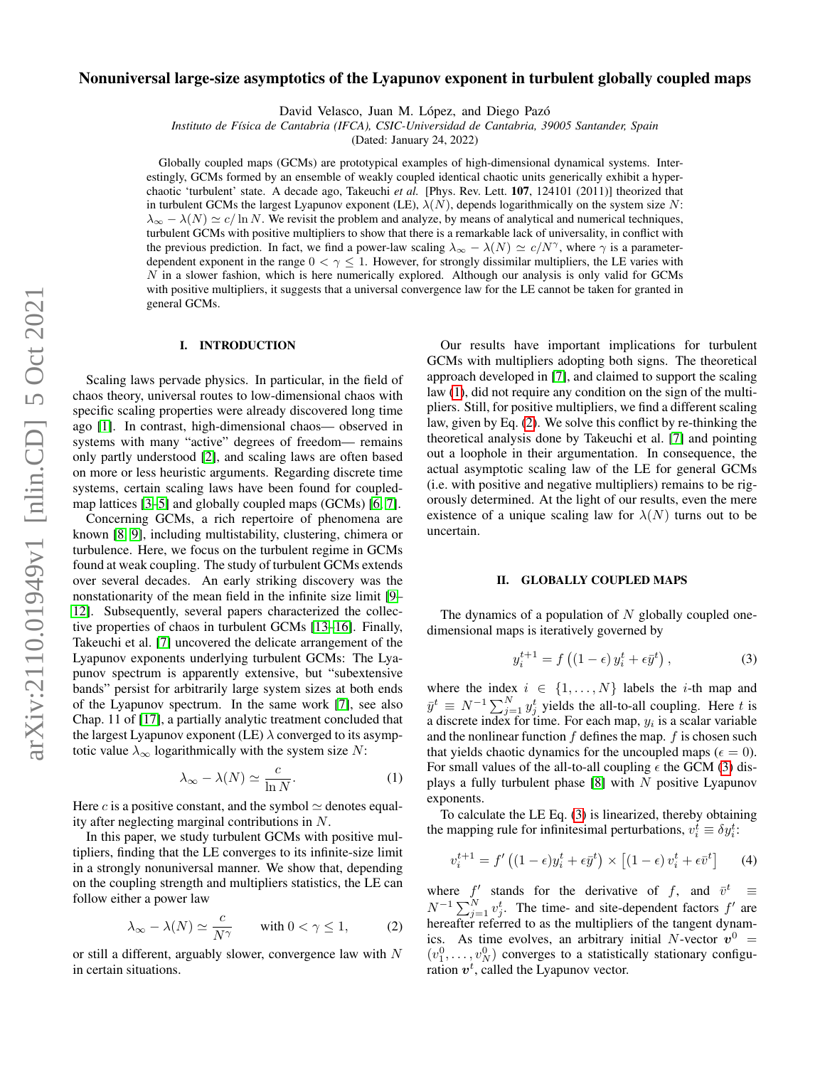# Nonuniversal large-size asymptotics of the Lyapunov exponent in turbulent globally coupled maps

David Velasco, Juan M. López, and Diego Pazó

*Instituto de Física de Cantabria (IFCA), CSIC-Universidad de Cantabria, 39005 Santander, Spain*

(Dated: January 24, 2022)

Globally coupled maps (GCMs) are prototypical examples of high-dimensional dynamical systems. Interestingly, GCMs formed by an ensemble of weakly coupled identical chaotic units generically exhibit a hyperchaotic 'turbulent' state. A decade ago, Takeuchi *et al.* [Phys. Rev. Lett. **107**, 124101 (2011)] theorized that in turbulent GCMs the largest Lyapunov exponent (LE), $\lambda(N)$, depends logarithmically on the system size $N$: $\lambda_\infty - \lambda(N) \simeq c/\ln N$. We revisit the problem and analyze, by means of analytical and numerical techniques, turbulent GCMs with positive multipliers to show that there is a remarkable lack of universality, in conflict with the previous prediction. In fact, we find a power-law scaling $\lambda_\infty - \lambda(N) \simeq c/N^\gamma$, where $\gamma$ is a parameter-dependent exponent in the range $0 < \gamma \leq 1$. However, for strongly dissimilar multipliers, the LE varies with $N$ in a slower fashion, which is here numerically explored. Although our analysis is only valid for GCMs with positive multipliers, it suggests that a universal convergence law for the LE cannot be taken for granted in general GCMs.

## I. INTRODUCTION

Scaling laws pervade physics. In particular, in the field of chaos theory, universal routes to low-dimensional chaos with specific scaling properties were already discovered long time ago [1]. In contrast, high-dimensional chaos— observed in systems with many "active" degrees of freedom— remains only partly understood [2], and scaling laws are often based on more or less heuristic arguments. Regarding discrete time systems, certain scaling laws have been found for coupled-map lattices [3–5] and globally coupled maps (GCMs) [6, 7].

Concerning GCMs, a rich repertoire of phenomena are known [8, 9], including multistability, clustering, chimera or turbulence. Here, we focus on the turbulent regime in GCMs found at weak coupling. The study of turbulent GCMs extends over several decades. An early striking discovery was the nonstationarity of the mean field in the infinite size limit [9–12]. Subsequently, several papers characterized the collective properties of chaos in turbulent GCMs [13–16]. Finally, Takeuchi et al. [7] uncovered the delicate arrangement of the Lyapunov exponents underlying turbulent GCMs: The Lyapunov spectrum is apparently extensive, but "subextensive bands" persist for arbitrarily large system sizes at both ends of the Lyapunov spectrum. In the same work [7], see also Chap. 11 of [17], a partially analytic treatment concluded that the largest Lyapunov exponent (LE) $\lambda$ converged to its asymptotic value $\lambda_\infty$ logarithmically with the system size $N$:

$$\lambda_\infty - \lambda(N) \simeq \frac{c}{\ln N}. \tag{1}$$

Here $c$ is a positive constant, and the symbol $\simeq$ denotes equality after neglecting marginal contributions in $N$.

In this paper, we study turbulent GCMs with positive multipliers, finding that the LE converges to its infinite-size limit in a strongly nonuniversal manner. We show that, depending on the coupling strength and multipliers statistics, the LE can follow either a power law

$$\lambda_\infty - \lambda(N) \simeq \frac{c}{N^\gamma} \qquad \text{with } 0 < \gamma \leq 1, \tag{2}$$

or still a different, arguably slower, convergence law with $N$ in certain situations.

Our results have important implications for turbulent GCMs with multipliers adopting both signs. The theoretical approach developed in [7], and claimed to support the scaling law (1), did not require any condition on the sign of the multipliers. Still, for positive multipliers, we find a different scaling law, given by Eq. (2). We solve this conflict by re-thinking the theoretical analysis done by Takeuchi et al. [7] and pointing out a loophole in their argumentation. In consequence, the actual asymptotic scaling law of the LE for general GCMs (i.e. with positive and negative multipliers) remains to be rigorously determined. At the light of our results, even the mere existence of a unique scaling law for $\lambda(N)$ turns out to be uncertain.

## II. GLOBALLY COUPLED MAPS

The dynamics of a population of $N$ globally coupled one-dimensional maps is iteratively governed by

$$y_i^{t+1} = f\left((1-\epsilon)\, y_i^t + \epsilon \bar{y}^t\right), \tag{3}$$

where the index $i \in \{1, \ldots, N\}$ labels the $i$-th map and $\bar{y}^t \equiv N^{-1}\sum_{j=1}^N y_j^t$ yields the all-to-all coupling. Here $t$ is a discrete index for time. For each map, $y_i$ is a scalar variable and the nonlinear function $f$ defines the map. $f$ is chosen such that yields chaotic dynamics for the uncoupled maps ($\epsilon = 0$). For small values of the all-to-all coupling $\epsilon$ the GCM (3) displays a fully turbulent phase [8] with $N$ positive Lyapunov exponents.

To calculate the LE Eq. (3) is linearized, thereby obtaining the mapping rule for infinitesimal perturbations, $v_i^t \equiv \delta y_i^t$:

$$v_i^{t+1} = f'\left((1-\epsilon) y_i^t + \epsilon \bar{y}^t\right) \times \left[(1-\epsilon)\, v_i^t + \epsilon \bar{v}^t\right] \tag{4}$$

where $f'$ stands for the derivative of $f$, and $\bar{v}^t \equiv N^{-1}\sum_{j=1}^N v_j^t$. The time- and site-dependent factors $f'$ are hereafter referred to as the multipliers of the tangent dynamics. As time evolves, an arbitrary initial $N$-vector $\boldsymbol{v}^0 = (v_1^0, \ldots, v_N^0)$ converges to a statistically stationary configuration $\boldsymbol{v}^t$, called the Lyapunov vector.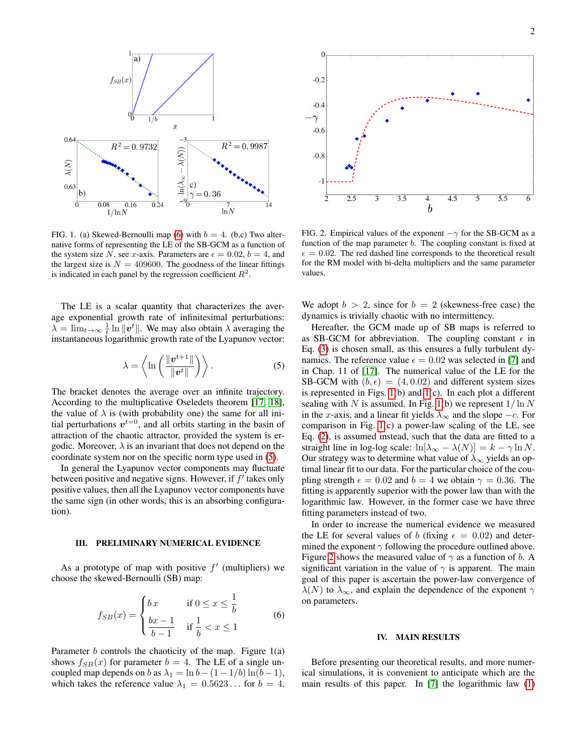FIG. 1. (a) Skewed-Bernoulli map (6) with $b = 4$. (b,c) Two alternative forms of representing the LE of the SB-GCM as a function of the system size $N$, see $x$-axis. Parameters are $\epsilon = 0.02$, $b = 4$, and the largest size is $N = 409600$. The goodness of the linear fittings is indicated in each panel by the regression coefficient $R^2$.

The LE is a scalar quantity that characterizes the average exponential growth rate of infinitesimal perturbations: $\lambda = \lim_{t\to\infty} \frac{1}{t} \ln \|\boldsymbol{v}^t\|$. We may also obtain $\lambda$ averaging the instantaneous logarithmic growth rate of the Lyapunov vector:

$$\lambda = \left\langle \ln\left(\frac{\|\boldsymbol{v}^{t+1}\|}{\|\boldsymbol{v}^t\|}\right)\right\rangle . \tag{5}$$

The bracket denotes the average over an infinite trajectory. According to the multiplicative Oseledets theorem [17, 18], the value of $\lambda$ is (with probability one) the same for all initial perturbations $\boldsymbol{v}^{t=0}$, and all orbits starting in the basin of attraction of the chaotic attractor, provided the system is ergodic. Moreover, $\lambda$ is an invariant that does not depend on the coordinate system nor on the specific norm type used in (5).

In general the Lyapunov vector components may fluctuate between positive and negative signs. However, if $f'$ takes only positive values, then all the Lyapunov vector components have the same sign (in other words, this is an absorbing configuration).

## III. PRELIMINARY NUMERICAL EVIDENCE

As a prototype of map with positive $f'$ (multipliers) we choose the skewed-Bernoulli (SB) map:

$$f_{SB}(x) = \begin{cases} b\,x & \text{if } 0 \le x \le \dfrac{1}{b} \\[2mm] \dfrac{bx-1}{b-1} & \text{if } \dfrac{1}{b} < x \le 1 \end{cases} \tag{6}$$

Parameter $b$ controls the chaoticity of the map. Figure 1(a) shows $f_{SB}(x)$ for parameter $b = 4$. The LE of a single uncoupled map depends on $b$ as $\lambda_1 = \ln b - (1 - 1/b)\ln(b - 1)$, which takes the reference value $\lambda_1 = 0.5623\ldots$ for $b = 4$.

FIG. 2. Empirical values of the exponent $-\gamma$ for the SB-GCM as a function of the map parameter $b$. The coupling constant is fixed at $\epsilon = 0.02$. The red dashed line corresponds to the theoretical result for the RM model with bi-delta multipliers and the same parameter values.

We adopt $b > 2$, since for $b = 2$ (skewness-free case) the dynamics is trivially chaotic with no intermittency.

Hereafter, the GCM made up of SB maps is referred to as SB-GCM for abbreviation. The coupling constant $\epsilon$ in Eq. (3) is chosen small, as this ensures a fully turbulent dynamics. The reference value $\epsilon = 0.02$ was selected in [7] and in Chap. 11 of [17]. The numerical value of the LE for the SB-GCM with $(b, \epsilon) = (4, 0.02)$ and different system sizes is represented in Figs. 1(b) and 1(c). In each plot a different scaling with $N$ is assumed. In Fig. 1(b) we represent $1/\ln N$ in the $x$-axis, and a linear fit yields $\lambda_\infty$ and the slope $-c$. For comparison in Fig. 1(c) a power-law scaling of the LE, see Eq. (2), is assumed instead, such that the data are fitted to a straight line in log-log scale: $\ln[\lambda_\infty - \lambda(N)] = k - \gamma \ln N$. Our strategy was to determine what value of $\lambda_\infty$ yields an optimal linear fit to our data. For the particular choice of the coupling strength $\epsilon = 0.02$ and $b = 4$ we obtain $\gamma = 0.36$. The fitting is apparently superior with the power law than with the logarithmic law. However, in the former case we have three fitting parameters instead of two.

In order to increase the numerical evidence we measured the LE for several values of $b$ (fixing $\epsilon = 0.02$) and determined the exponent $\gamma$ following the procedure outlined above. Figure 2 shows the measured value of $\gamma$ as a function of $b$. A significant variation in the value of $\gamma$ is apparent. The main goal of this paper is ascertain the power-law convergence of $\lambda(N)$ to $\lambda_\infty$, and explain the dependence of the exponent $\gamma$ on parameters.

## IV. MAIN RESULTS

Before presenting our theoretical results, and more numerical simulations, it is convenient to anticipate which are the main results of this paper. In [7] the logarithmic law (1)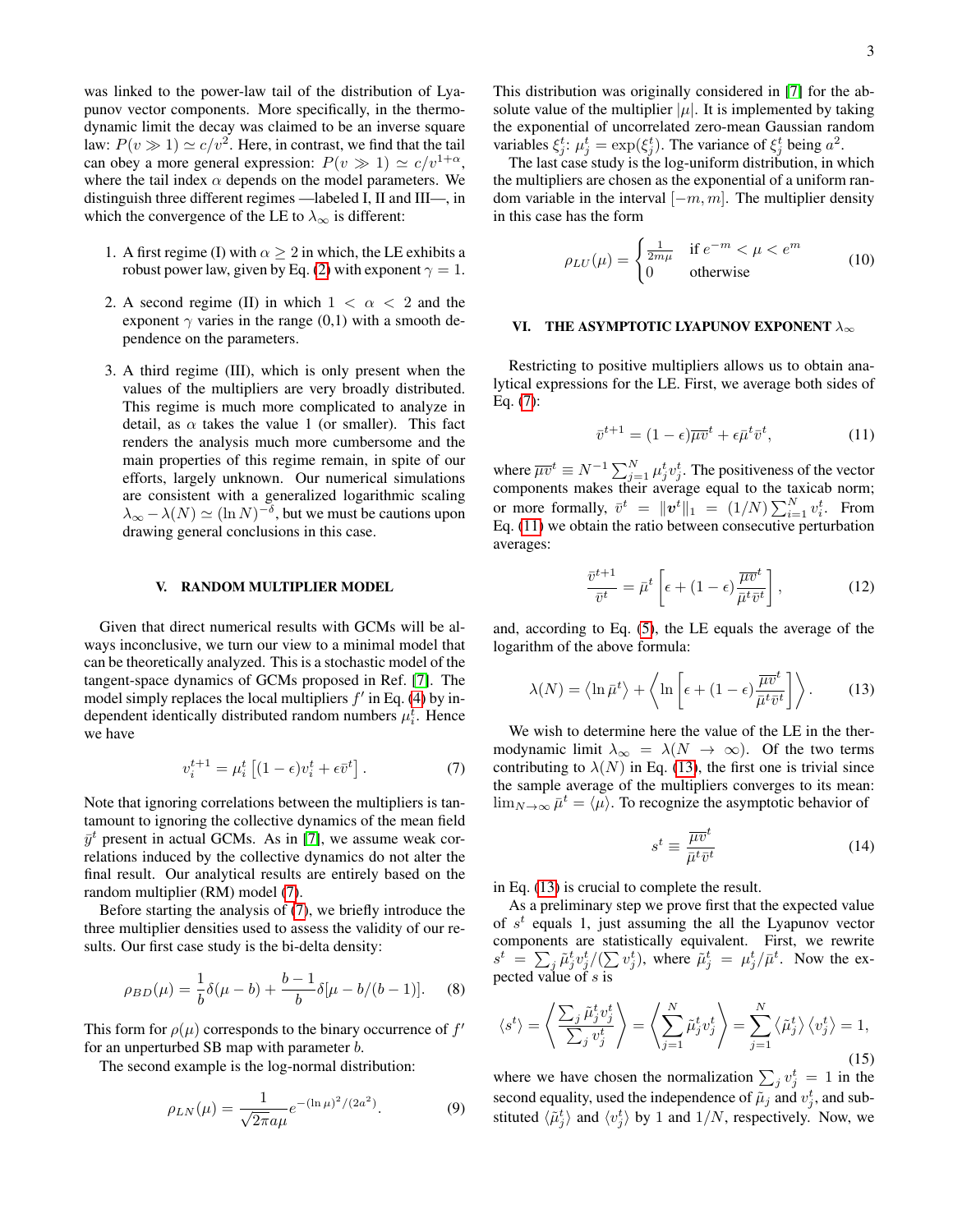was linked to the power-law tail of the distribution of Lyapunov vector components. More specifically, in the thermodynamic limit the decay was claimed to be an inverse square law: $P(v \gg 1) \simeq c/v^2$. Here, in contrast, we find that the tail can obey a more general expression: $P(v \gg 1) \simeq c/v^{1+\alpha}$, where the tail index $\alpha$ depends on the model parameters. We distinguish three different regimes —labeled I, II and III—, in which the convergence of the LE to $\lambda_\infty$ is different:

1. A first regime (I) with $\alpha \geq 2$ in which, the LE exhibits a robust power law, given by Eq. (2) with exponent $\gamma = 1$.
2. A second regime (II) in which $1 < \alpha < 2$ and the exponent $\gamma$ varies in the range (0,1) with a smooth dependence on the parameters.
3. A third regime (III), which is only present when the values of the multipliers are very broadly distributed. This regime is much more complicated to analyze in detail, as $\alpha$ takes the value 1 (or smaller). This fact renders the analysis much more cumbersome and the main properties of this regime remain, in spite of our efforts, largely unknown. Our numerical simulations are consistent with a generalized logarithmic scaling $\lambda_\infty - \lambda(N) \simeq (\ln N)^{-\delta}$, but we must be cautions upon drawing general conclusions in this case.

## V. RANDOM MULTIPLIER MODEL

Given that direct numerical results with GCMs will be always inconclusive, we turn our view to a minimal model that can be theoretically analyzed. This is a stochastic model of the tangent-space dynamics of GCMs proposed in Ref. [7]. The model simply replaces the local multipliers $f'$ in Eq. (4) by independent identically distributed random numbers $\mu_i^t$. Hence we have

$$v_i^{t+1} = \mu_i^t \left[ (1-\epsilon) v_i^t + \epsilon \bar{v}^t \right]. \qquad (7)$$

Note that ignoring correlations between the multipliers is tantamount to ignoring the collective dynamics of the mean field $\bar{y}^t$ present in actual GCMs. As in [7], we assume weak correlations induced by the collective dynamics do not alter the final result. Our analytical results are entirely based on the random multiplier (RM) model (7).

Before starting the analysis of (7), we briefly introduce the three multiplier densities used to assess the validity of our results. Our first case study is the bi-delta density:

$$\rho_{BD}(\mu) = \frac{1}{b}\delta(\mu - b) + \frac{b-1}{b}\delta[\mu - b/(b-1)]. \qquad (8)$$

This form for $\rho(\mu)$ corresponds to the binary occurrence of $f'$ for an unperturbed SB map with parameter $b$.

The second example is the log-normal distribution:

$$\rho_{LN}(\mu) = \frac{1}{\sqrt{2\pi} a \mu} e^{-(\ln \mu)^2/(2a^2)}. \qquad (9)$$

This distribution was originally considered in [7] for the absolute value of the multiplier $|\mu|$. It is implemented by taking the exponential of uncorrelated zero-mean Gaussian random variables $\xi_j^t$: $\mu_j^t = \exp(\xi_j^t)$. The variance of $\xi_j^t$ being $a^2$.

The last case study is the log-uniform distribution, in which the multipliers are chosen as the exponential of a uniform random variable in the interval $[-m, m]$. The multiplier density in this case has the form

$$\rho_{LU}(\mu) = \begin{cases} \frac{1}{2m\mu} & \text{if } e^{-m} < \mu < e^m \\ 0 & \text{otherwise} \end{cases} \qquad (10)$$

## VI. THE ASYMPTOTIC LYAPUNOV EXPONENT $\lambda_\infty$

Restricting to positive multipliers allows us to obtain analytical expressions for the LE. First, we average both sides of Eq. (7):

$$\bar{v}^{t+1} = (1-\epsilon)\overline{\mu v}^t + \epsilon \bar{\mu}^t \bar{v}^t, \qquad (11)$$

where $\overline{\mu v}^t \equiv N^{-1} \sum_{j=1}^N \mu_j^t v_j^t$. The positiveness of the vector components makes their average equal to the taxicab norm; or more formally, $\bar{v}^t = \|\boldsymbol{v}^t\|_1 = (1/N)\sum_{i=1}^N v_i^t$. From Eq. (11) we obtain the ratio between consecutive perturbation averages:

$$\frac{\bar{v}^{t+1}}{\bar{v}^t} = \bar{\mu}^t \left[ \epsilon + (1-\epsilon) \frac{\overline{\mu v}^t}{\bar{\mu}^t \bar{v}^t} \right], \qquad (12)$$

and, according to Eq. (5), the LE equals the average of the logarithm of the above formula:

$$\lambda(N) = \left\langle \ln \bar{\mu}^t \right\rangle + \left\langle \ln \left[ \epsilon + (1-\epsilon) \frac{\overline{\mu v}^t}{\bar{\mu}^t \bar{v}^t} \right] \right\rangle. \qquad (13)$$

We wish to determine here the value of the LE in the thermodynamic limit $\lambda_\infty = \lambda(N \to \infty)$. Of the two terms contributing to $\lambda(N)$ in Eq. (13), the first one is trivial since the sample average of the multipliers converges to its mean: $\lim_{N\to\infty} \bar{\mu}^t = \langle \mu \rangle$. To recognize the asymptotic behavior of

$$s^t \equiv \frac{\overline{\mu v}^t}{\bar{\mu}^t \bar{v}^t} \qquad (14)$$

in Eq. (13) is crucial to complete the result.

As a preliminary step we prove first that the expected value of $s^t$ equals 1, just assuming the all the Lyapunov vector components are statistically equivalent. First, we rewrite $s^t = \sum_j \tilde{\mu}_j^t v_j^t / (\sum v_j^t)$, where $\tilde{\mu}_j^t = \mu_j^t / \bar{\mu}^t$. Now the expected value of $s$ is

$$\langle s^t \rangle = \left\langle \frac{\sum_j \tilde{\mu}_j^t v_j^t}{\sum_j v_j^t} \right\rangle = \left\langle \sum_{j=1}^N \tilde{\mu}_j^t v_j^t \right\rangle = \sum_{j=1}^N \left\langle \tilde{\mu}_j^t \right\rangle \left\langle v_j^t \right\rangle = 1, \qquad (15)$$

where we have chosen the normalization $\sum_j v_j^t = 1$ in the second equality, used the independence of $\tilde{\mu}_j$ and $v_j^t$, and substituted $\langle \tilde{\mu}_j^t \rangle$ and $\langle v_j^t \rangle$ by 1 and $1/N$, respectively. Now, we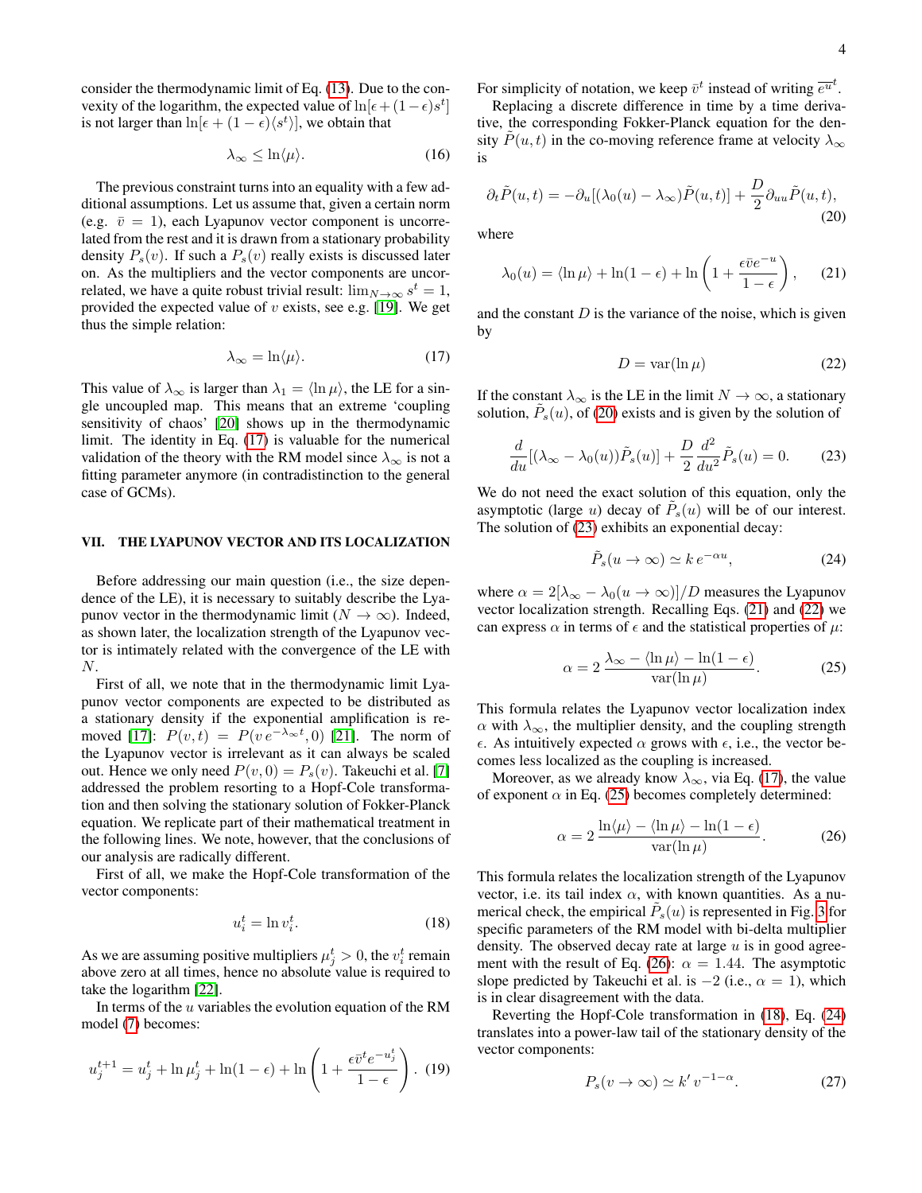consider the thermodynamic limit of Eq. (13). Due to the convexity of the logarithm, the expected value of $\ln[\epsilon + (1-\epsilon)s^t]$ is not larger than $\ln[\epsilon + (1-\epsilon)\langle s^t \rangle]$, we obtain that

$$\lambda_\infty \leq \ln\langle \mu \rangle. \tag{16}$$

The previous constraint turns into an equality with a few additional assumptions. Let us assume that, given a certain norm (e.g. $\bar{v} = 1$), each Lyapunov vector component is uncorrelated from the rest and it is drawn from a stationary probability density $P_s(v)$. If such a $P_s(v)$ really exists is discussed later on. As the multipliers and the vector components are uncorrelated, we have a quite robust trivial result: $\lim_{N\to\infty} s^t = 1$, provided the expected value of $v$ exists, see e.g. [19]. We get thus the simple relation:

$$\lambda_\infty = \ln\langle \mu \rangle. \tag{17}$$

This value of $\lambda_\infty$ is larger than $\lambda_1 = \langle \ln \mu \rangle$, the LE for a single uncoupled map. This means that an extreme 'coupling sensitivity of chaos' [20] shows up in the thermodynamic limit. The identity in Eq. (17) is valuable for the numerical validation of the theory with the RM model since $\lambda_\infty$ is not a fitting parameter anymore (in contradistinction to the general case of GCMs).

## VII. THE LYAPUNOV VECTOR AND ITS LOCALIZATION

Before addressing our main question (i.e., the size dependence of the LE), it is necessary to suitably describe the Lyapunov vector in the thermodynamic limit ($N \to \infty$). Indeed, as shown later, the localization strength of the Lyapunov vector is intimately related with the convergence of the LE with $N$.

First of all, we note that in the thermodynamic limit Lyapunov vector components are expected to be distributed as a stationary density if the exponential amplification is removed [17]: $P(v,t) = P(v\, e^{-\lambda_\infty t}, 0)$ [21]. The norm of the Lyapunov vector is irrelevant as it can always be scaled out. Hence we only need $P(v,0) = P_s(v)$. Takeuchi et al. [7] addressed the problem resorting to a Hopf-Cole transformation and then solving the stationary solution of Fokker-Planck equation. We replicate part of their mathematical treatment in the following lines. We note, however, that the conclusions of our analysis are radically different.

First of all, we make the Hopf-Cole transformation of the vector components:

$$u_i^t = \ln v_i^t. \tag{18}$$

As we are assuming positive multipliers $\mu_j^t > 0$, the $v_i^t$ remain above zero at all times, hence no absolute value is required to take the logarithm [22].

In terms of the $u$ variables the evolution equation of the RM model (7) becomes:

$$u_j^{t+1} = u_j^t + \ln \mu_j^t + \ln(1-\epsilon) + \ln\left(1 + \frac{\epsilon \bar{v}^t e^{-u_j^t}}{1-\epsilon}\right). \tag{19}$$

For simplicity of notation, we keep $\bar{v}^t$ instead of writing $\overline{e^u}^t$.

Replacing a discrete difference in time by a time derivative, the corresponding Fokker-Planck equation for the density $\tilde{P}(u,t)$ in the co-moving reference frame at velocity $\lambda_\infty$ is

$$\partial_t \tilde{P}(u,t) = -\partial_u[(\lambda_0(u) - \lambda_\infty)\tilde{P}(u,t)] + \frac{D}{2}\partial_{uu}\tilde{P}(u,t), \tag{20}$$

where

$$\lambda_0(u) = \langle \ln \mu \rangle + \ln(1-\epsilon) + \ln\left(1 + \frac{\epsilon \bar{v} e^{-u}}{1-\epsilon}\right), \tag{21}$$

and the constant $D$ is the variance of the noise, which is given by

$$D = \mathrm{var}(\ln \mu) \tag{22}$$

If the constant $\lambda_\infty$ is the LE in the limit $N \to \infty$, a stationary solution, $\tilde{P}_s(u)$, of (20) exists and is given by the solution of

$$\frac{d}{du}[(\lambda_\infty - \lambda_0(u))\tilde{P}_s(u)] + \frac{D}{2}\frac{d^2}{du^2}\tilde{P}_s(u) = 0. \tag{23}$$

We do not need the exact solution of this equation, only the asymptotic (large $u$) decay of $\tilde{P}_s(u)$ will be of our interest. The solution of (23) exhibits an exponential decay:

$$\tilde{P}_s(u \to \infty) \simeq k\, e^{-\alpha u}, \tag{24}$$

where $\alpha = 2[\lambda_\infty - \lambda_0(u \to \infty)]/D$ measures the Lyapunov vector localization strength. Recalling Eqs. (21) and (22) we can express $\alpha$ in terms of $\epsilon$ and the statistical properties of $\mu$:

$$\alpha = 2\, \frac{\lambda_\infty - \langle \ln \mu \rangle - \ln(1-\epsilon)}{\mathrm{var}(\ln \mu)}. \tag{25}$$

This formula relates the Lyapunov vector localization index $\alpha$ with $\lambda_\infty$, the multiplier density, and the coupling strength $\epsilon$. As intuitively expected $\alpha$ grows with $\epsilon$, i.e., the vector becomes less localized as the coupling is increased.

Moreover, as we already know $\lambda_\infty$, via Eq. (17), the value of exponent $\alpha$ in Eq. (25) becomes completely determined:

$$\alpha = 2\, \frac{\ln\langle \mu \rangle - \langle \ln \mu \rangle - \ln(1-\epsilon)}{\mathrm{var}(\ln \mu)}. \tag{26}$$

This formula relates the localization strength of the Lyapunov vector, i.e. its tail index $\alpha$, with known quantities. As a numerical check, the empirical $\tilde{P}_s(u)$ is represented in Fig. 3 for specific parameters of the RM model with bi-delta multiplier density. The observed decay rate at large $u$ is in good agreement with the result of Eq. (26): $\alpha = 1.44$. The asymptotic slope predicted by Takeuchi et al. is $-2$ (i.e., $\alpha = 1$), which is in clear disagreement with the data.

Reverting the Hopf-Cole transformation in (18), Eq. (24) translates into a power-law tail of the stationary density of the vector components:

$$P_s(v \to \infty) \simeq k'\, v^{-1-\alpha}. \tag{27}$$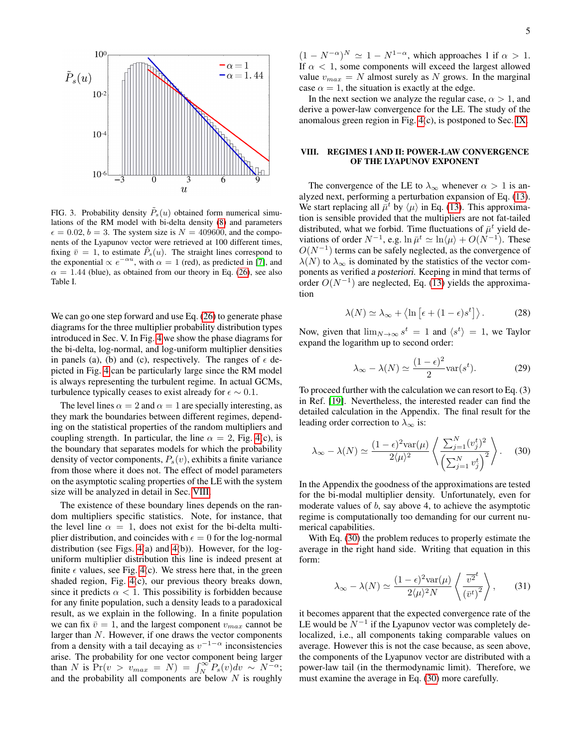FIG. 3. Probability density $\tilde{P}_s(u)$ obtained form numerical simulations of the RM model with bi-delta density (8) and parameters $\epsilon = 0.02$, $b = 3$. The system size is $N = 409600$, and the components of the Lyapunov vector were retrieved at 100 different times, fixing $\bar{v} = 1$, to estimate $\tilde{P}_s(u)$. The straight lines correspond to the exponential $\propto e^{-\alpha u}$, with $\alpha = 1$ (red), as predicted in [7], and $\alpha = 1.44$ (blue), as obtained from our theory in Eq. (26), see also Table I.

We can go one step forward and use Eq. (26) to generate phase diagrams for the three multiplier probability distribution types introduced in Sec. V. In Fig. 4 we show the phase diagrams for the bi-delta, log-normal, and log-uniform multiplier densities in panels (a), (b) and (c), respectively. The ranges of $\epsilon$ depicted in Fig. 4 can be particularly large since the RM model is always representing the turbulent regime. In actual GCMs, turbulence typically ceases to exist already for $\epsilon \sim 0.1$.

The level lines $\alpha = 2$ and $\alpha = 1$ are specially interesting, as they mark the boundaries between different regimes, depending on the statistical properties of the random multipliers and coupling strength. In particular, the line $\alpha = 2$, Fig. 4(c), is the boundary that separates models for which the probability density of vector components, $P_s(v)$, exhibits a finite variance from those where it does not. The effect of model parameters on the asymptotic scaling properties of the LE with the system size will be analyzed in detail in Sec. VIII.

The existence of these boundary lines depends on the random multipliers specific statistics. Note, for instance, that the level line $\alpha = 1$, does not exist for the bi-delta multiplier distribution, and coincides with $\epsilon = 0$ for the log-normal distribution (see Figs. 4(a) and 4(b)). However, for the log-uniform multiplier distribution this line is indeed present at finite $\epsilon$ values, see Fig. 4(c). We stress here that, in the green shaded region, Fig. 4(c), our previous theory breaks down, since it predicts $\alpha < 1$. This possibility is forbidden because for any finite population, such a density leads to a paradoxical result, as we explain in the following. In a finite population we can fix $\bar{v} = 1$, and the largest component $v_{max}$ cannot be larger than $N$. However, if one draws the vector components from a density with a tail decaying as $v^{-1-\alpha}$ inconsistencies arise. The probability for one vector component being larger than $N$ is $\Pr(v > v_{max} = N) = \int_N^\infty P_s(v)dv \sim N^{-\alpha}$; and the probability all components are below $N$ is roughly $(1 - N^{-\alpha})^N \simeq 1 - N^{1-\alpha}$, which approaches 1 if $\alpha > 1$. If $\alpha < 1$, some components will exceed the largest allowed value $v_{max} = N$ almost surely as $N$ grows. In the marginal case $\alpha = 1$, the situation is exactly at the edge.

In the next section we analyze the regular case, $\alpha > 1$, and derive a power-law convergence for the LE. The study of the anomalous green region in Fig. 4(c), is postponed to Sec. IX.

## VIII. REGIMES I AND II: POWER-LAW CONVERGENCE OF THE LYAPUNOV EXPONENT

The convergence of the LE to $\lambda_\infty$ whenever $\alpha > 1$ is analyzed next, performing a perturbation expansion of Eq. (13). We start replacing all $\bar{\mu}^t$ by $\langle \mu \rangle$ in Eq. (13). This approximation is sensible provided that the multipliers are not fat-tailed distributed, what we forbid. Time fluctuations of $\bar{\mu}^t$ yield deviations of order $N^{-1}$, e.g. $\ln \bar{\mu}^t \simeq \ln\langle\mu\rangle + O(N^{-1})$. These $O(N^{-1})$ terms can be safely neglected, as the convergence of $\lambda(N)$ to $\lambda_\infty$ is dominated by the statistics of the vector components as verified *a posteriori*. Keeping in mind that terms of order $O(N^{-1})$ are neglected, Eq. (13) yields the approximation

$$\lambda(N) \simeq \lambda_\infty + \left\langle \ln\left[\epsilon + (1-\epsilon)s^t\right]\right\rangle. \tag{28}$$

Now, given that $\lim_{N\to\infty} s^t = 1$ and $\langle s^t \rangle = 1$, we Taylor expand the logarithm up to second order:

$$\lambda_\infty - \lambda(N) \simeq \frac{(1-\epsilon)^2}{2}\mathrm{var}(s^t). \tag{29}$$

To proceed further with the calculation we can resort to Eq. (3) in Ref. [19]. Nevertheless, the interested reader can find the detailed calculation in the Appendix. The final result for the leading order correction to $\lambda_\infty$ is:

$$\lambda_\infty - \lambda(N) \simeq \frac{(1-\epsilon)^2 \mathrm{var}(\mu)}{2\langle\mu\rangle^2} \left\langle \frac{\sum_{j=1}^N (v_j^t)^2}{\left(\sum_{j=1}^N v_j^t\right)^2} \right\rangle. \tag{30}$$

In the Appendix the goodness of the approximations are tested for the bi-modal multiplier density. Unfortunately, even for moderate values of $b$, say above 4, to achieve the asymptotic regime is computationally too demanding for our current numerical capabilities.

With Eq. (30) the problem reduces to properly estimate the average in the right hand side. Writing that equation in this form:

$$\lambda_\infty - \lambda(N) \simeq \frac{(1-\epsilon)^2 \mathrm{var}(\mu)}{2\langle\mu\rangle^2 N} \left\langle \frac{\overline{v^2}^t}{\left(\bar{v}^t\right)^2} \right\rangle, \tag{31}$$

it becomes apparent that the expected convergence rate of the LE would be $N^{-1}$ if the Lyapunov vector was completely delocalized, i.e., all components taking comparable values on average. However this is not the case because, as seen above, the components of the Lyapunov vector are distributed with a power-law tail (in the thermodynamic limit). Therefore, we must examine the average in Eq. (30) more carefully.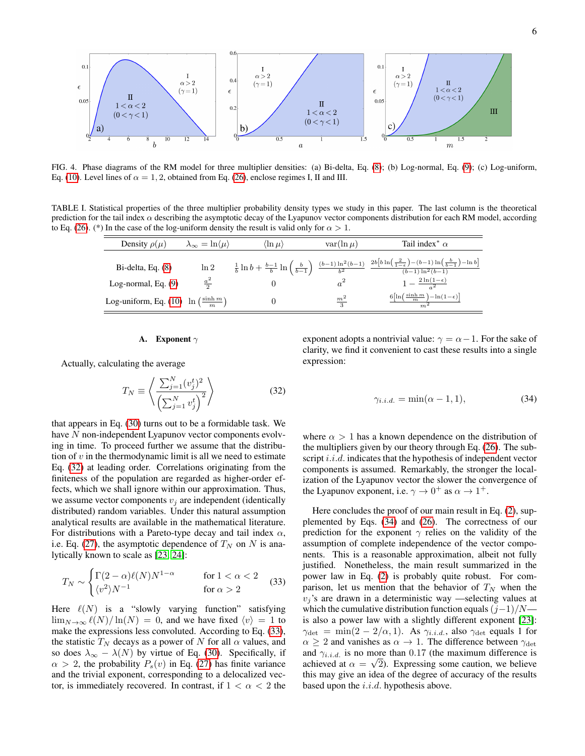FIG. 4. Phase diagrams of the RM model for three multiplier densities: (a) Bi-delta, Eq. (8); (b) Log-normal, Eq. (9); (c) Log-uniform, Eq. (10). Level lines of $\alpha = 1, 2$, obtained from Eq. (26), enclose regimes I, II and III.

TABLE I. Statistical properties of the three multiplier probability density types we study in this paper. The last column is the theoretical prediction for the tail index $\alpha$ describing the asymptotic decay of the Lyapunov vector components distribution for each RM model, according to Eq. (26). (*) In the case of the log-uniform density the result is valid only for $\alpha > 1$.

| Density $\rho(\mu)$ | $\lambda_\infty = \ln\langle\mu\rangle$ | $\langle \ln \mu \rangle$ | $\mathrm{var}(\ln \mu)$ | Tail index* $\alpha$ |
|---|---|---|---|---|
| Bi-delta, Eq. (8) | $\ln 2$ | $\frac{1}{b}\ln b + \frac{b-1}{b}\ln\left(\frac{b}{b-1}\right)$ | $\frac{(b-1)\ln^2(b-1)}{b^2}$ | $\frac{2b\left[b\ln\left(\frac{2}{1-\epsilon}\right)-(b-1)\ln\left(\frac{b}{b-1}\right)-\ln b\right]}{(b-1)\ln^2(b-1)}$ |
| Log-normal, Eq. (9) | $\frac{a^2}{2}$ | $0$ | $a^2$ | $1-\frac{2\ln(1-\epsilon)}{a^2}$ |
| Log-uniform, Eq. (10) | $\ln\left(\frac{\sinh m}{m}\right)$ | $0$ | $\frac{m^2}{3}$ | $\frac{6\left[\ln\left(\frac{\sinh m}{m}\right)-\ln(1-\epsilon)\right]}{m^2}$ |

### A. Exponent $\gamma$

Actually, calculating the average

$$T_N \equiv \left\langle \frac{\sum_{j=1}^N (v_j^t)^2}{\left(\sum_{j=1}^N v_j^t\right)^2} \right\rangle \tag{32}$$

that appears in Eq. (30) turns out to be a formidable task. We have $N$ non-independent Lyapunov vector components evolving in time. To proceed further we assume that the distribution of $v$ in the thermodynamic limit is all we need to estimate Eq. (32) at leading order. Correlations originating from the finiteness of the population are regarded as higher-order effects, which we shall ignore within our approximation. Thus, we assume vector components $v_j$ are independent (identically distributed) random variables. Under this natural assumption analytical results are available in the mathematical literature. For distributions with a Pareto-type decay and tail index $\alpha$, i.e. Eq. (27), the asymptotic dependence of $T_N$ on $N$ is analytically known to scale as [23, 24]:

$$T_N \sim \begin{cases} \Gamma(2-\alpha)\ell(N)N^{1-\alpha} & \text{for } 1<\alpha<2 \\ \langle v^2\rangle N^{-1} & \text{for } \alpha > 2 \end{cases} \tag{33}$$

Here $\ell(N)$ is a "slowly varying function" satisfying $\lim_{N\to\infty} \ell(N)/\ln(N) = 0$, and we have fixed $\langle v \rangle = 1$ to make the expressions less convoluted. According to Eq. (33), the statistic $T_N$ decays as a power of $N$ for all $\alpha$ values, and so does $\lambda_\infty - \lambda(N)$ by virtue of Eq. (30). Specifically, if $\alpha > 2$, the probability $P_s(v)$ in Eq. (27) has finite variance and the trivial exponent, corresponding to a delocalized vector, is immediately recovered. In contrast, if $1 < \alpha < 2$ the exponent adopts a nontrivial value: $\gamma = \alpha - 1$. For the sake of clarity, we find it convenient to cast these results into a single expression:

$$\gamma_{i.i.d.} = \min(\alpha - 1, 1), \tag{34}$$

where $\alpha > 1$ has a known dependence on the distribution of the multipliers given by our theory through Eq. (26). The subscript $i.i.d.$ indicates that the hypothesis of independent vector components is assumed. Remarkably, the stronger the localization of the Lyapunov vector the slower the convergence of the Lyapunov exponent, i.e. $\gamma \to 0^+$ as $\alpha \to 1^+$.

Here concludes the proof of our main result in Eq. (2), supplemented by Eqs. (34) and (26). The correctness of our prediction for the exponent $\gamma$ relies on the validity of the assumption of complete independence of the vector components. This is a reasonable approximation, albeit not fully justified. Nonetheless, the main result summarized in the power law in Eq. (2) is probably quite robust. For comparison, let us mention that the behavior of $T_N$ when the $v_j$'s are drawn in a deterministic way —selecting values at which the cumulative distribution function equals $(j-1)/N$— is also a power law with a slightly different exponent [23]: $\gamma_{\det} = \min(2 - 2/\alpha, 1)$. As $\gamma_{i.i.d.}$, also $\gamma_{\det}$ equals 1 for $\alpha \geq 2$ and vanishes as $\alpha \to 1$. The difference between $\gamma_{\det}$ and $\gamma_{i.i.d.}$ is no more than 0.17 (the maximum difference is achieved at $\alpha = \sqrt{2}$). Expressing some caution, we believe this may give an idea of the degree of accuracy of the results based upon the $i.i.d.$ hypothesis above.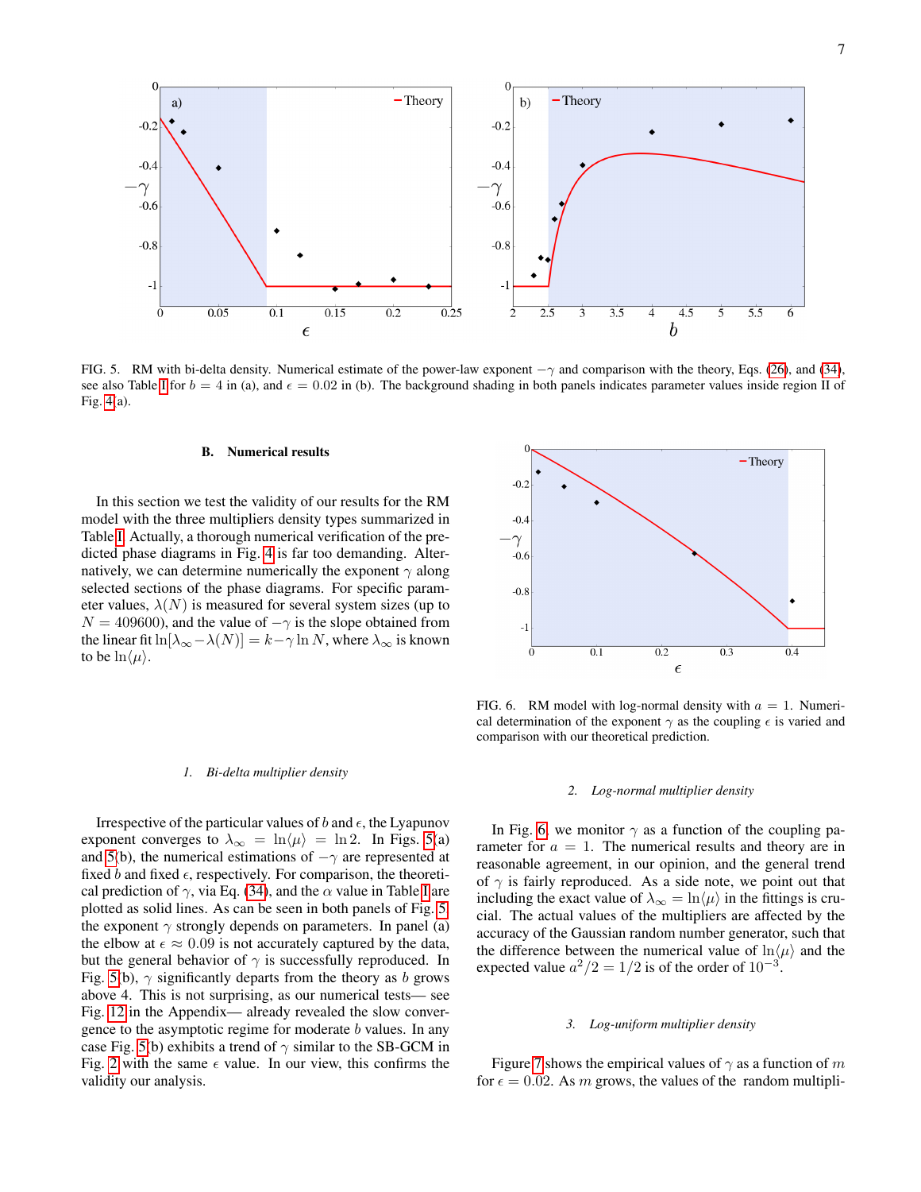FIG. 5. RM with bi-delta density. Numerical estimate of the power-law exponent $-\gamma$ and comparison with the theory, Eqs. (26), and (34), see also Table I for $b = 4$ in (a), and $\epsilon = 0.02$ in (b). The background shading in both panels indicates parameter values inside region II of Fig. 4(a).

### B. Numerical results

In this section we test the validity of our results for the RM model with the three multipliers density types summarized in Table I. Actually, a thorough numerical verification of the predicted phase diagrams in Fig. 4 is far too demanding. Alternatively, we can determine numerically the exponent $\gamma$ along selected sections of the phase diagrams. For specific parameter values, $\lambda(N)$ is measured for severall system sizes (up to $N = 409600$), and the value of $-\gamma$ is the slope obtained from the linear fit $\ln[\lambda_\infty - \lambda(N)] = k - \gamma \ln N$, where $\lambda_\infty$ is known to be $\ln\langle\mu\rangle$.

#### 1. Bi-delta multiplier density

Irrespective of the particular values of $b$ and $\epsilon$, the Lyapunov exponent converges to $\lambda_\infty = \ln\langle\mu\rangle = \ln 2$. In Figs. 5(a) and 5(b), the numerical estimations of $-\gamma$ are represented at fixed $b$ and fixed $\epsilon$, respectively. For comparison, the theoretical prediction of $\gamma$, via Eq. (34), and the $\alpha$ value in Table I are plotted as solid lines. As can be seen in both panels of Fig. 5 the exponent $\gamma$ strongly depends on parameters. In panel (a) the elbow at $\epsilon \approx 0.09$ is not accurately captured by the data, but the general behavior of $\gamma$ is successfully reproduced. In Fig. 5(b), $\gamma$ significantly departs from the theory as $b$ grows above 4. This is not surprising, as our numerical tests— see Fig. 12 in the Appendix— already revealed the slow convergence to the asymptotic regime for moderate $b$ values. In any case Fig. 5(b) exhibits a trend of $\gamma$ similar to the SB-GCM in Fig. 2 with the same $\epsilon$ value. In our view, this confirms the validity our analysis.

FIG. 6. RM model with log-normal density with $a = 1$. Numerical determination of the exponent $\gamma$ as the coupling $\epsilon$ is varied and comparison with our theoretical prediction.

#### 2. Log-normal multiplier density

In Fig. 6, we monitor $\gamma$ as a function of the coupling parameter for $a = 1$. The numerical results and theory are in reasonable agreement, in our opinion, and the general trend of $\gamma$ is fairly reproduced. As a side note, we point out that including the exact value of $\lambda_\infty = \ln\langle\mu\rangle$ in the fittings is crucial. The actual values of the multipliers are affected by the accuracy of the Gaussian random number generator, such that the difference between the numerical value of $\ln\langle\mu\rangle$ and the expected value $a^2/2 = 1/2$ is of the order of $10^{-3}$.

#### 3. Log-uniform multiplier density

Figure 7 shows the empirical values of $\gamma$ as a function of $m$ for $\epsilon = 0.02$. As $m$ grows, the values of the random multipli-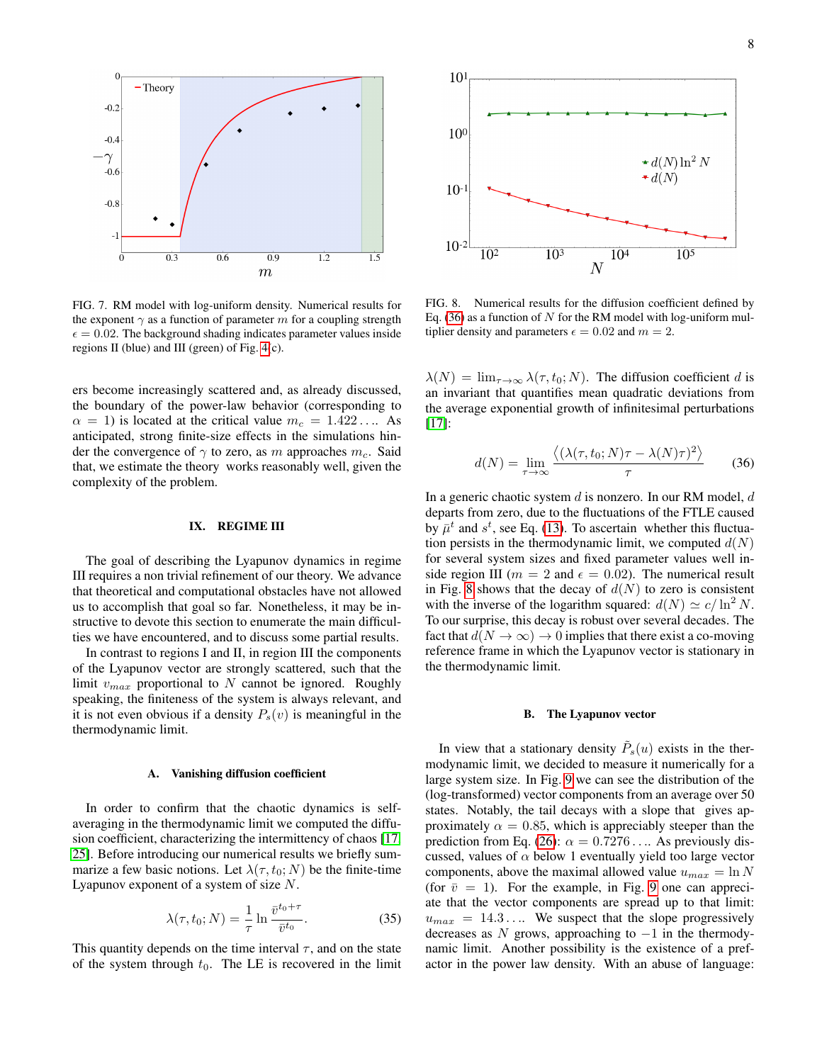FIG. 7. RM model with log-uniform density. Numerical results for the exponent $\gamma$ as a function of parameter $m$ for a coupling strength $\epsilon = 0.02$. The background shading indicates parameter values inside regions II (blue) and III (green) of Fig. 4(c).

FIG. 8. Numerical results for the diffusion coefficient defined by Eq. (36) as a function of $N$ for the RM model with log-uniform multiplier density and parameters $\epsilon = 0.02$ and $m = 2$.

ers become increasingly scattered and, as already discussed, the boundary of the power-law behavior (corresponding to $\alpha = 1$) is located at the critical value $m_c = 1.422\ldots$. As anticipated, strong finite-size effects in the simulations hinder the convergence of $\gamma$ to zero, as $m$ approaches $m_c$. Said that, we estimate the theory works reasonably well, given the complexity of the problem.

## IX. REGIME III

The goal of describing the Lyapunov dynamics in regime III requires a non trivial refinement of our theory. We advance that theoretical and computational obstacles have not allowed us to accomplish that goal so far. Nonetheless, it may be instructive to devote this section to enumerate the main difficulties we have encountered, and to discuss some partial results.

In contrast to regions I and II, in region III the components of the Lyapunov vector are strongly scattered, such that the limit $v_{max}$ proportional to $N$ cannot be ignored. Roughly speaking, the finiteness of the system is always relevant, and it is not even obvious if a density $P_s(v)$ is meaningful in the thermodynamic limit.

### A. Vanishing diffusion coefficient

In order to confirm that the chaotic dynamics is self-averaging in the thermodynamic limit we computed the diffusion coefficient, characterizing the intermittency of chaos [17, 25]. Before introducing our numerical results we briefly summarize a few basic notions. Let $\lambda(\tau, t_0; N)$ be the finite-time Lyapunov exponent of a system of size $N$.

$$\lambda(\tau, t_0; N) = \frac{1}{\tau} \ln \frac{\bar{v}^{t_0+\tau}}{\bar{v}^{t_0}}. \tag{35}$$

This quantity depends on the time interval $\tau$, and on the state of the system through $t_0$. The LE is recovered in the limit $\lambda(N) = \lim_{\tau\to\infty} \lambda(\tau, t_0; N)$. The diffusion coefficient $d$ is an invariant that quantifies mean quadratic deviations from the average exponential growth of infinitesimal perturbations [17]:

$$d(N) = \lim_{\tau\to\infty} \frac{\left\langle (\lambda(\tau, t_0; N)\tau - \lambda(N)\tau)^2 \right\rangle}{\tau} \tag{36}$$

In a generic chaotic system $d$ is nonzero. In our RM model, $d$ departs from zero, due to the fluctuations of the FTLE caused by $\bar{\mu}^t$ and $s^t$, see Eq. (13). To ascertain whether this fluctuation persists in the thermodynamic limit, we computed $d(N)$ for several system sizes and fixed parameter values well inside region III ($m = 2$ and $\epsilon = 0.02$). The numerical result in Fig. 8 shows that the decay of $d(N)$ to zero is consistent with the inverse of the logarithm squared: $d(N) \simeq c/\ln^2 N$. To our surprise, this decay is robust over several decades. The fact that $d(N \to \infty) \to 0$ implies that there exist a co-moving reference frame in which the Lyapunov vector is stationary in the thermodynamic limit.

### B. The Lyapunov vector

In view that a stationary density $\tilde{P}_s(u)$ exists in the thermodynamic limit, we decided to measure it numerically for a large system size. In Fig. 9 we can see the distribution of the (log-transformed) vector components from an average over 50 states. Notably, the tail decays with a slope that gives approximately $\alpha = 0.85$, which is appreciably steeper than the prediction from Eq. (26): $\alpha = 0.7276\ldots$. As previously discussed, values of $\alpha$ below 1 eventually yield too large vector components, above the maximal allowed value $u_{max} = \ln N$ (for $\bar{v} = 1$). For the example, in Fig. 9 one can appreciate that the vector components are spread up to that limit: $u_{max} = 14.3\ldots$. We suspect that the slope progressively decreases as $N$ grows, approaching to $-1$ in the thermodynamic limit. Another possibility is the existence of a prefactor in the power law density. With an abuse of language: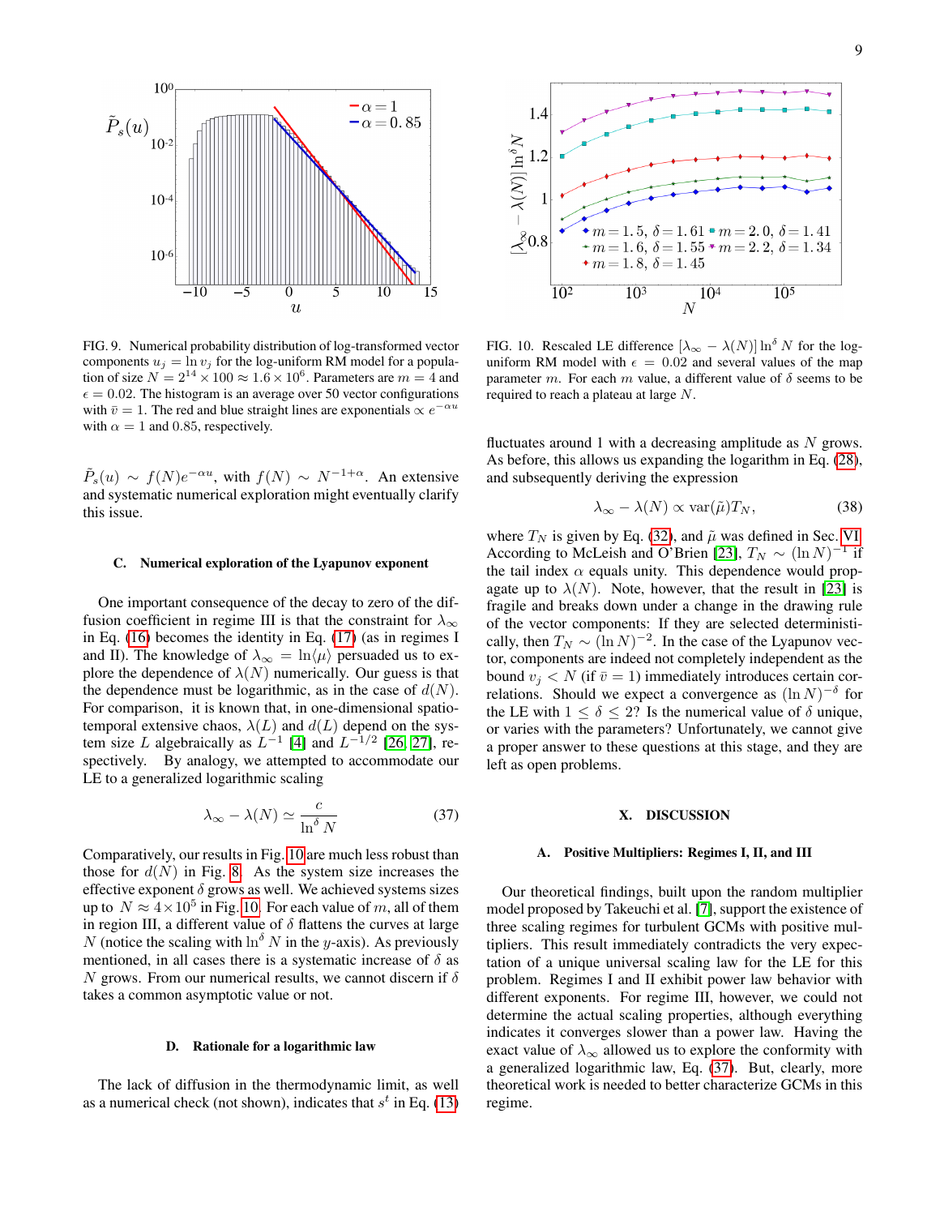FIG. 9. Numerical probability distribution of log-transformed vector components $u_j = \ln v_j$ for the log-uniform RM model for a population of size $N = 2^{14} \times 100 \approx 1.6 \times 10^6$. Parameters are $m = 4$ and $\epsilon = 0.02$. The histogram is an average over 50 vector configurations with $\bar{v} = 1$. The red and blue straight lines are exponentials $\propto e^{-\alpha u}$ with $\alpha = 1$ and 0.85, respectively.

$\tilde{P}_s(u) \sim f(N) e^{-\alpha u}$, with $f(N) \sim N^{-1+\alpha}$. An extensive and systematic numerical exploration might eventually clarify this issue.

### C. Numerical exploration of the Lyapunov exponent

One important consequence of the decay to zero of the diffusion coefficient in regime III is that the constraint for $\lambda_\infty$ in Eq. (16) becomes the identity in Eq. (17) (as in regimes I and II). The knowledge of $\lambda_\infty = \ln\langle\mu\rangle$ persuaded us to explore the dependence of $\lambda(N)$ numerically. Our guess is that the dependence must be logarithmic, as in the case of $d(N)$. For comparison, it is known that, in one-dimensional spatio-temporal extensive chaos, $\lambda(L)$ and $d(L)$ depend on the system size $L$ algebraically as $L^{-1}$ [4] and $L^{-1/2}$ [26, 27], respectively. By analogy, we attempted to accommodate our LE to a generalized logarithmic scaling

$$\lambda_\infty - \lambda(N) \simeq \frac{c}{\ln^\delta N} \tag{37}$$

Comparatively, our results in Fig. 10 are much less robust than those for $d(N)$ in Fig. 8. As the system size increases the effective exponent $\delta$ grows as well. We achieved systems sizes up to $N \approx 4 \times 10^5$ in Fig. 10. For each value of $m$, all of them in region III, a different value of $\delta$ flattens the curves at large $N$ (notice the scaling with $\ln^\delta N$ in the $y$-axis). As previously mentioned, in all cases there is a systematic increase of $\delta$ as $N$ grows. From our numerical results, we cannot discern if $\delta$ takes a common asymptotic value or not.

### D. Rationale for a logarithmic law

The lack of diffusion in the thermodynamic limit, as well as a numerical check (not shown), indicates that $s^t$ in Eq. (13)

FIG. 10. Rescaled LE difference $[\lambda_\infty - \lambda(N)] \ln^\delta N$ for the log-uniform RM model with $\epsilon = 0.02$ and several values of the map parameter $m$. For each $m$ value, a different value of $\delta$ seems to be required to reach a plateau at large $N$.

fluctuates around 1 with a decreasing amplitude as $N$ grows. As before, this allows us expanding the logarithm in Eq. (28), and subsequently deriving the expression

$$\lambda_\infty - \lambda(N) \propto \mathrm{var}(\tilde{\mu}) T_N, \tag{38}$$

where $T_N$ is given by Eq. (32), and $\tilde{\mu}$ was defined in Sec. VI. According to McLeish and O'Brien [23], $T_N \sim (\ln N)^{-1}$ if the tail index $\alpha$ equals unity. This dependence would propagate up to $\lambda(N)$. Note, however, that the result in [23] is fragile and breaks down under a change in the drawing rule of the vector components: If they are selected deterministically, then $T_N \sim (\ln N)^{-2}$. In the case of the Lyapunov vector, components are indeed not completely independent as the bound $v_j < N$ (if $\bar{v} = 1$) immediately introduces certain correlations. Should we expect a convergence as $(\ln N)^{-\delta}$ for the LE with $1 \leq \delta \leq 2$? Is the numerical value of $\delta$ unique, or varies with the parameters? Unfortunately, we cannot give a proper answer to these questions at this stage, and they are left as open problems.

## X. DISCUSSION

### A. Positive Multipliers: Regimes I, II, and III

Our theoretical findings, built upon the random multiplier model proposed by Takeuchi et al. [7], support the existence of three scaling regimes for turbulent GCMs with positive multipliers. This result immediately contradicts the very expectation of a unique universal scaling law for the LE for this problem. Regimes I and II exhibit power law behavior with different exponents. For regime III, however, we could not determine the actual scaling properties, although everything indicates it converges slower than a power law. Having the exact value of $\lambda_\infty$ allowed us to explore the conformity with a generalized logarithmic law, Eq. (37). But, clearly, more theoretical work is needed to better characterize GCMs in this regime.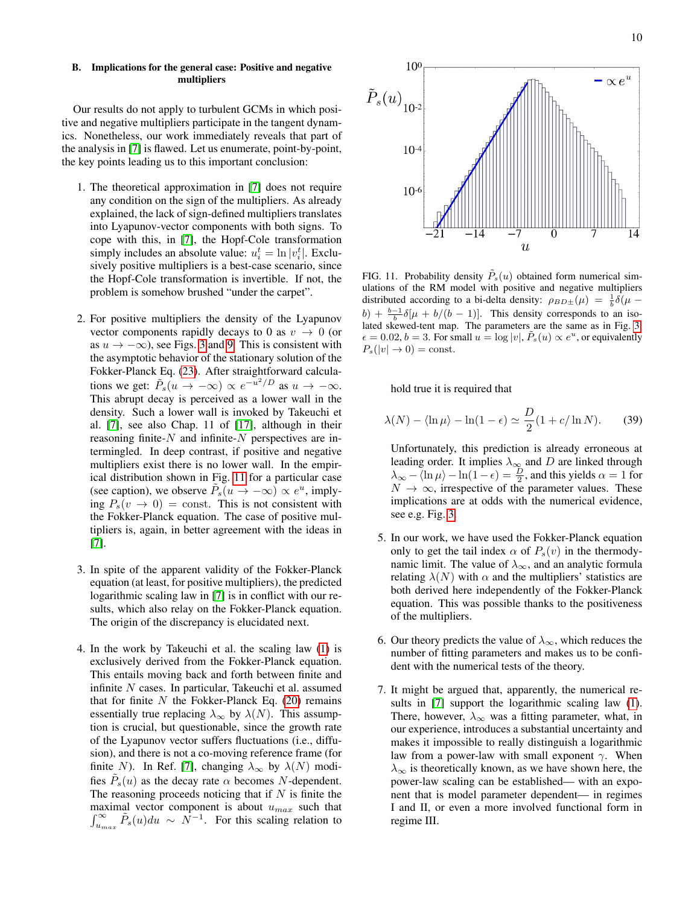### B. Implications for the general case: Positive and negative multipliers

Our results do not apply to turbulent GCMs in which positive and negative multipliers participate in the tangent dynamics. Nonetheless, our work immediately reveals that part of the analysis in [7] is flawed. Let us enumerate, point-by-point, the key points leading us to this important conclusion:

1. The theoretical approximation in [7] does not require any condition on the sign of the multipliers. As already explained, the lack of sign-defined multipliers translates into Lyapunov-vector components with both signs. To cope with this, in [7], the Hopf-Cole transformation simply includes an absolute value: $u_i^t = \ln |v_i^t|$. Exclusively positive multipliers is a best-case scenario, since the Hopf-Cole transformation is invertible. If not, the problem is somehow brushed "under the carpet".

2. For positive multipliers the density of the Lyapunov vector components rapidly decays to 0 as $v \to 0$ (or as $u \to -\infty$), see Figs. 3 and 9. This is consistent with the asymptotic behavior of the stationary solution of the Fokker-Planck Eq. (23). After straightforward calculations we get: $\tilde{P}_s(u \to -\infty) \propto e^{-u^2/D}$ as $u \to -\infty$. This abrupt decay is perceived as a lower wall in the density. Such a lower wall is invoked by Takeuchi et al. [7], see also Chap. 11 of [17], although in their reasoning finite-$N$ and infinite-$N$ perspectives are intermingled. In deep contrast, if positive and negative multipliers exist there is no lower wall. In the empirical distribution shown in Fig. 11 for a particular case (see caption), we observe $\tilde{P}_s(u \to -\infty) \propto e^u$, implying $P_s(v \to 0) = \text{const}$. This is not consistent with the Fokker-Planck equation. The case of positive multipliers is, again, in better agreement with the ideas in [7].

3. In spite of the apparent validity of the Fokker-Planck equation (at least, for positive multipliers), the predicted logarithmic scaling law in [7] is in conflict with our results, which also relay on the Fokker-Planck equation. The origin of the discrepancy is elucidated next.

4. In the work by Takeuchi et al. the scaling law (1) is exclusively derived from the Fokker-Planck equation. This entails moving back and forth between finite and infinite $N$ cases. In particular, Takeuchi et al. assumed that for finite $N$ the Fokker-Planck Eq. (20) remains essentially true replacing $\lambda_\infty$ by $\lambda(N)$. This assumption is crucial, but questionable, since the growth rate of the Lyapunov vector suffers fluctuations (i.e., diffusion), and there is not a co-moving reference frame (for finite $N$). In Ref. [7], changing $\lambda_\infty$ by $\lambda(N)$ modifies $\tilde{P}_s(u)$ as the decay rate $\alpha$ becomes $N$-dependent. The reasoning proceeds noticing that if $N$ is finite the maximal vector component is about $u_{max}$ such that $\int_{u_{max}}^{\infty} \tilde{P}_s(u) du \sim N^{-1}$. For this scaling relation to hold true it is required that

$$\lambda(N) - \langle \ln \mu \rangle - \ln(1-\epsilon) \simeq \frac{D}{2}(1 + c/\ln N). \quad (39)$$

Unfortunately, this prediction is already erroneous at leading order. It implies $\lambda_\infty$ and $D$ are linked through $\lambda_\infty - \langle \ln \mu \rangle - \ln(1-\epsilon) = \frac{D}{2}$, and this yields $\alpha = 1$ for $N \to \infty$, irrespective of the parameter values. These implications are at odds with the numerical evidence, see e.g. Fig. 3.

5. In our work, we have used the Fokker-Planck equation only to get the tail index $\alpha$ of $P_s(v)$ in the thermodynamic limit. The value of $\lambda_\infty$, and an analytic formula relating $\lambda(N)$ with $\alpha$ and the multipliers' statistics are both derived here independently of the Fokker-Planck equation. This was possible thanks to the positiveness of the multipliers.

6. Our theory predicts the value of $\lambda_\infty$, which reduces the number of fitting parameters and makes us to be confident with the numerical tests of the theory.

7. It might be argued that, apparently, the numerical results in [7] support the logarithmic scaling law (1). There, however, $\lambda_\infty$ was a fitting parameter, what, in our experience, introduces a substantial uncertainty and makes it impossible to really distinguish a logarithmic law from a power-law with small exponent $\gamma$. When $\lambda_\infty$ is theoretically known, as we have shown here, the power-law scaling can be established— with an exponent that is model parameter dependent— in regimes I and II, or even a more involved functional form in regime III.

FIG. 11. Probability density $\tilde{P}_s(u)$ obtained form numerical simulations of the RM model with positive and negative multipliers distributed according to a bi-delta density: $\rho_{BD\pm}(\mu) = \frac{1}{b}\delta(\mu - b) + \frac{b-1}{b}\delta[\mu + b/(b-1)]$. This density corresponds to an isolated skewed-tent map. The parameters are the same as in Fig. 3, $\epsilon = 0.02$, $b = 3$. For small $u = \log |v|$, $\tilde{P}_s(u) \propto e^u$, or equivalently $P_s(|v| \to 0) = \text{const}$.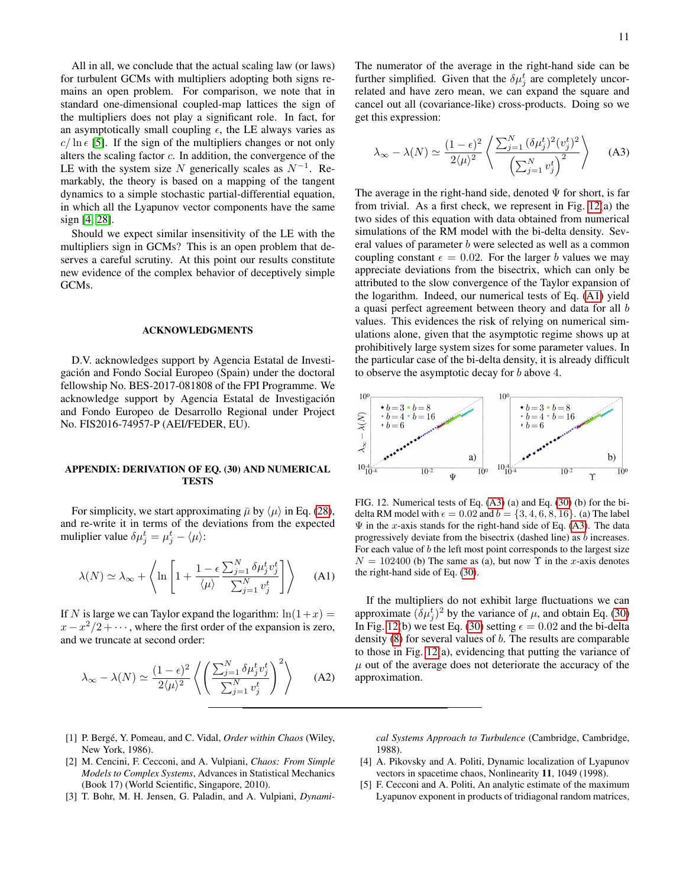All in all, we conclude that the actual scaling law (or laws) for turbulent GCMs with multipliers adopting both signs remains an open problem. For comparison, we note that in standard one-dimensional coupled-map lattices the sign of the multipliers does not play a significant role. In fact, for an asymptotically small coupling $\epsilon$, the LE always varies as $c/\ln\epsilon$ [5]. If the sign of the multipliers changes or not only alters the scaling factor $c$. In addition, the convergence of the LE with the system size $N$ generically scales as $N^{-1}$. Remarkably, the theory is based on a mapping of the tangent dynamics to a simple stochastic partial-differential equation, in which all the Lyapunov vector components have the same sign [4, 28].

Should we expect similar insensitivity of the LE with the multipliers sign in GCMs? This is an open problem that deserves a careful scrutiny. At this point our results constitute new evidence of the complex behavior of deceptively simple GCMs.

## ACKNOWLEDGMENTS

D.V. acknowledges support by Agencia Estatal de Investigación and Fondo Social Europeo (Spain) under the doctoral fellowship No. BES-2017-081808 of the FPI Programme. We acknowledge support by Agencia Estatal de Investigación and Fondo Europeo de Desarrollo Regional under Project No. FIS2016-74957-P (AEI/FEDER, EU).

## APPENDIX: DERIVATION OF EQ. (30) AND NUMERICAL TESTS

For simplicity, we start approximating $\bar{\mu}$ by $\langle\mu\rangle$ in Eq. (28), and re-write it in terms of the deviations from the expected muliplier value $\delta\mu_j^t = \mu_j^t - \langle\mu\rangle$:

$$\lambda(N) \simeq \lambda_\infty + \left\langle \ln\left[1 + \frac{1-\epsilon}{\langle\mu\rangle}\frac{\sum_{j=1}^{N}\delta\mu_j^t v_j^t}{\sum_{j=1}^{N} v_j^t}\right]\right\rangle \tag{A1}$$

If $N$ is large we can Taylor expand the logarithm: $\ln(1+x) = x - x^2/2 + \cdots$, where the first order of the expansion is zero, and we truncate at second order:

$$\lambda_\infty - \lambda(N) \simeq \frac{(1-\epsilon)^2}{2\langle\mu\rangle^2}\left\langle\left(\frac{\sum_{j=1}^{N}\delta\mu_j^t v_j^t}{\sum_{j=1}^{N} v_j^t}\right)^2\right\rangle \tag{A2}$$

The numerator of the average in the right-hand side can be further simplified. Given that the $\delta\mu_j^t$ are completely uncorrelated and have zero mean, we can expand the square and cancel out all (covariance-like) cross-products. Doing so we get this expression:

$$\lambda_\infty - \lambda(N) \simeq \frac{(1-\epsilon)^2}{2\langle\mu\rangle^2}\left\langle\frac{\sum_{j=1}^{N}(\delta\mu_j^t)^2 (v_j^t)^2}{\left(\sum_{j=1}^{N} v_j^t\right)^2}\right\rangle \tag{A3}$$

The average in the right-hand side, denoted $\Psi$ for short, is far from trivial. As a first check, we represent in Fig. 12(a) the two sides of this equation with data obtained from numerical simulations of the RM model with the bi-delta density. Several values of parameter $b$ were selected as well as a common coupling constant $\epsilon = 0.02$. For the larger $b$ values we may appreciate deviations from the bisectrix, which can only be attributed to the slow convergence of the Taylor expansion of the logarithm. Indeed, our numerical tests of Eq. (A1) yield a quasi perfect agreement between theory and data for all $b$ values. This evidences the risk of relying on numerical simulations alone, given that the asymptotic regime shows up at prohibitively large system sizes for some parameter values. In the particular case of the bi-delta density, it is already difficult to observe the asymptotic decay for $b$ above 4.

FIG. 12. Numerical tests of Eq. (A3) (a) and Eq. (30) (b) for the bi-delta RM model with $\epsilon = 0.02$ and $b = \{3, 4, 6, 8, 16\}$. (a) The label $\Psi$ in the $x$-axis stands for the right-hand side of Eq. (A3). The data progressively deviate from the bisectrix (dashed line) as $b$ increases. For each value of $b$ the left most point corresponds to the largest size $N = 102400$ (b) The same as (a), but now $\Upsilon$ in the $x$-axis denotes the right-hand side of Eq. (30).

If the multipliers do not exhibit large fluctuations we can approximate $(\delta\mu_j^t)^2$ by the variance of $\mu$, and obtain Eq. (30) In Fig. 12(b) we test Eq. (30) setting $\epsilon = 0.02$ and the bi-delta density (8) for several values of $b$. The results are comparable to those in Fig. 12(a), evidencing that putting the variance of $\mu$ out of the average does not deteriorate the accuracy of the approximation.

---

[1] P. Bergé, Y. Pomeau, and C. Vidal, *Order within Chaos* (Wiley, New York, 1986).

[2] M. Cencini, F. Cecconi, and A. Vulpiani, *Chaos: From Simple Models to Complex Systems*, Advances in Statistical Mechanics (Book 17) (World Scientific, Singapore, 2010).

[3] T. Bohr, M. H. Jensen, G. Paladin, and A. Vulpiani, *Dynamical Systems Approach to Turbulence* (Cambridge, Cambridge, 1988).

[4] A. Pikovsky and A. Politi, Dynamic localization of Lyapunov vectors in spacetime chaos, Nonlinearity **11**, 1049 (1998).

[5] F. Cecconi and A. Politi, An analytic estimate of the maximum Lyapunov exponent in products of tridiagonal random matrices,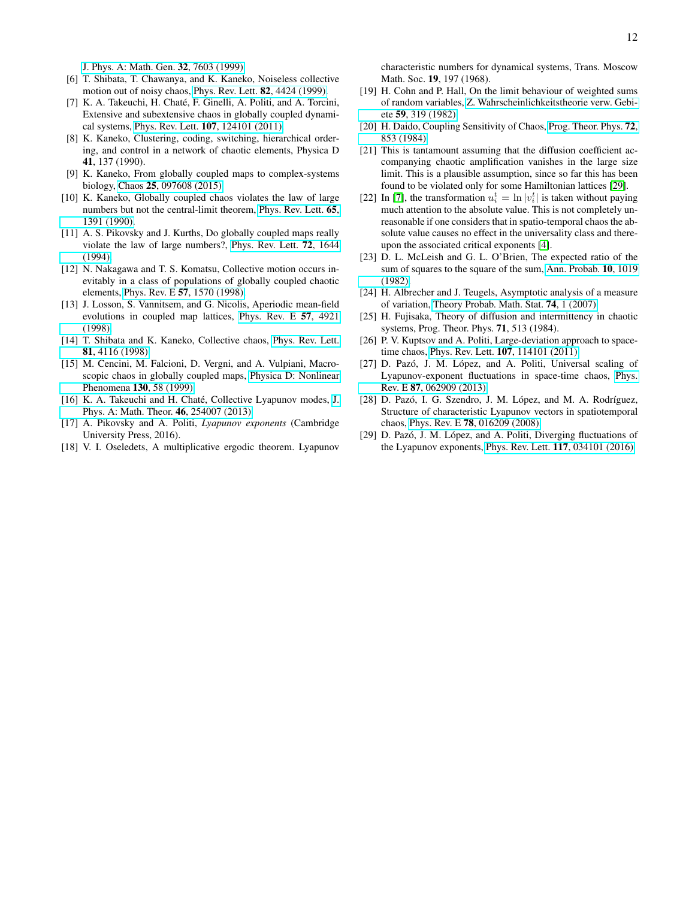J. Phys. A: Math. Gen. **32**, 7603 (1999).

[6] T. Shibata, T. Chawanya, and K. Kaneko, Noiseless collective motion out of noisy chaos, Phys. Rev. Lett. **82**, 4424 (1999).

[7] K. A. Takeuchi, H. Chaté, F. Ginelli, A. Politi, and A. Torcini, Extensive and subextensive chaos in globally coupled dynamical systems, Phys. Rev. Lett. **107**, 124101 (2011).

[8] K. Kaneko, Clustering, coding, switching, hierarchical ordering, and control in a network of chaotic elements, Physica D **41**, 137 (1990).

[9] K. Kaneko, From globally coupled maps to complex-systems biology, Chaos **25**, 097608 (2015).

[10] K. Kaneko, Globally coupled chaos violates the law of large numbers but not the central-limit theorem, Phys. Rev. Lett. **65**, 1391 (1990).

[11] A. S. Pikovsky and J. Kurths, Do globally coupled maps really violate the law of large numbers?, Phys. Rev. Lett. **72**, 1644 (1994).

[12] N. Nakagawa and T. S. Komatsu, Collective motion occurs inevitably in a class of populations of globally coupled chaotic elements, Phys. Rev. E **57**, 1570 (1998).

[13] J. Losson, S. Vannitsem, and G. Nicolis, Aperiodic mean-field evolutions in coupled map lattices, Phys. Rev. E **57**, 4921 (1998).

[14] T. Shibata and K. Kaneko, Collective chaos, Phys. Rev. Lett. **81**, 4116 (1998).

[15] M. Cencini, M. Falcioni, D. Vergni, and A. Vulpiani, Macroscopic chaos in globally coupled maps, Physica D: Nonlinear Phenomena **130**, 58 (1999).

[16] K. A. Takeuchi and H. Chaté, Collective Lyapunov modes, J. Phys. A: Math. Theor. **46**, 254007 (2013).

[17] A. Pikovsky and A. Politi, *Lyapunov exponents* (Cambridge University Press, 2016).

[18] V. I. Oseledets, A multiplicative ergodic theorem. Lyapunov characteristic numbers for dynamical systems, Trans. Moscow Math. Soc. **19**, 197 (1968).

[19] H. Cohn and P. Hall, On the limit behaviour of weighted sums of random variables, Z. Wahrscheinlichkeitstheorie verw. Gebiete **59**, 319 (1982).

[20] H. Daido, Coupling Sensitivity of Chaos, Prog. Theor. Phys. **72**, 853 (1984).

[21] This is tantamount assuming that the diffusion coefficient accompanying chaotic amplification vanishes in the large size limit. This is a plausible assumption, since so far this has been found to be violated only for some Hamiltonian lattices [29].

[22] In [7], the transformation $u_i^t = \ln |v_i^t|$ is taken without paying much attention to the absolute value. This is not completely unreasonable if one considers that in spatio-temporal chaos the absolute value causes no effect in the universality class and thereupon the associated critical exponents [4].

[23] D. L. McLeish and G. L. O'Brien, The expected ratio of the sum of squares to the square of the sum, Ann. Probab. **10**, 1019 (1982).

[24] H. Albrecher and J. Teugels, Asymptotic analysis of a measure of variation, Theory Probab. Math. Stat. **74**, 1 (2007).

[25] H. Fujisaka, Theory of diffusion and intermittency in chaotic systems, Prog. Theor. Phys. **71**, 513 (1984).

[26] P. V. Kuptsov and A. Politi, Large-deviation approach to space-time chaos, Phys. Rev. Lett. **107**, 114101 (2011).

[27] D. Pazó, J. M. López, and A. Politi, Universal scaling of Lyapunov-exponent fluctuations in space-time chaos, Phys. Rev. E **87**, 062909 (2013).

[28] D. Pazó, I. G. Szendro, J. M. López, and M. A. Rodríguez, Structure of characteristic Lyapunov vectors in spatiotemporal chaos, Phys. Rev. E **78**, 016209 (2008).

[29] D. Pazó, J. M. López, and A. Politi, Diverging fluctuations of the Lyapunov exponents, Phys. Rev. Lett. **117**, 034101 (2016).